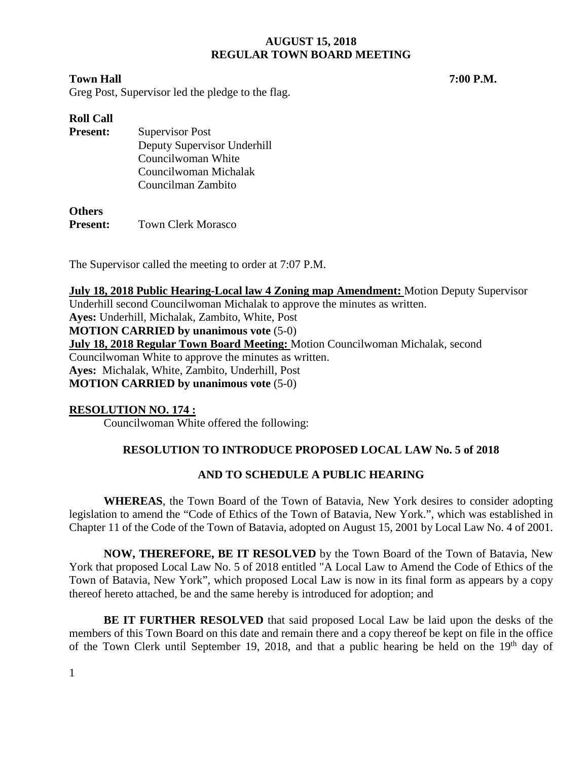**AUGUST 15, 2018**
**REGULAR TOWN BOARD MEETING**

**Town Hall** **7:00 P.M.**

Greg Post, Supervisor led the pledge to the flag.

**Roll Call**

**Present:** Supervisor Post
Deputy Supervisor Underhill
Councilwoman White
Councilwoman Michalak
Councilman Zambito

**Others**
**Present:** Town Clerk Morasco

The Supervisor called the meeting to order at 7:07 P.M.

**July 18, 2018 Public Hearing-Local law 4 Zoning map Amendment:** Motion Deputy Supervisor Underhill second Councilwoman Michalak to approve the minutes as written.
**Ayes:** Underhill, Michalak, Zambito, White, Post
**MOTION CARRIED by unanimous vote** (5-0)
**July 18, 2018 Regular Town Board Meeting:** Motion Councilwoman Michalak, second Councilwoman White to approve the minutes as written.
**Ayes:** Michalak, White, Zambito, Underhill, Post
**MOTION CARRIED by unanimous vote** (5-0)

**RESOLUTION NO. 174 :**

Councilwoman White offered the following:

**RESOLUTION TO INTRODUCE PROPOSED LOCAL LAW No. 5 of 2018**

**AND TO SCHEDULE A PUBLIC HEARING**

**WHEREAS**, the Town Board of the Town of Batavia, New York desires to consider adopting legislation to amend the "Code of Ethics of the Town of Batavia, New York.", which was established in Chapter 11 of the Code of the Town of Batavia, adopted on August 15, 2001 by Local Law No. 4 of 2001.

**NOW, THEREFORE, BE IT RESOLVED** by the Town Board of the Town of Batavia, New York that proposed Local Law No. 5 of 2018 entitled "A Local Law to Amend the Code of Ethics of the Town of Batavia, New York", which proposed Local Law is now in its final form as appears by a copy thereof hereto attached, be and the same hereby is introduced for adoption; and

**BE IT FURTHER RESOLVED** that said proposed Local Law be laid upon the desks of the members of this Town Board on this date and remain there and a copy thereof be kept on file in the office of the Town Clerk until September 19, 2018, and that a public hearing be held on the 19th day of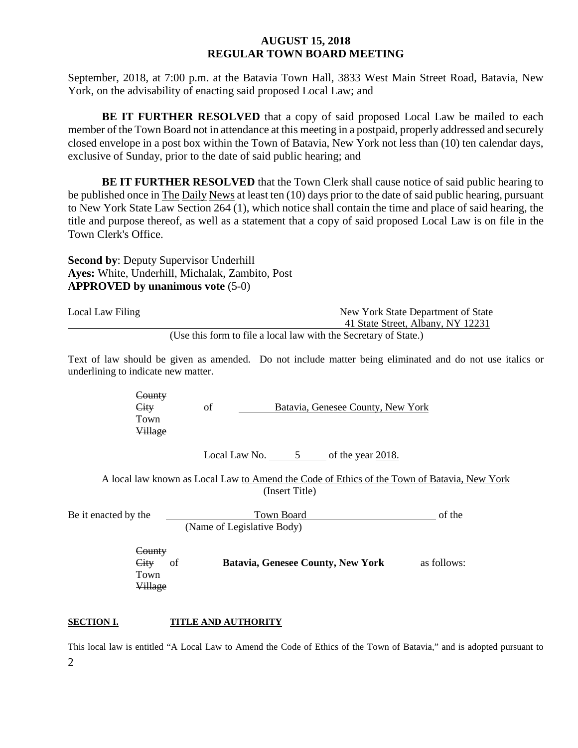September, 2018, at 7:00 p.m. at the Batavia Town Hall, 3833 West Main Street Road, Batavia, New York, on the advisability of enacting said proposed Local Law; and

**BE IT FURTHER RESOLVED** that a copy of said proposed Local Law be mailed to each member of the Town Board not in attendance at this meeting in a postpaid, properly addressed and securely closed envelope in a post box within the Town of Batavia, New York not less than (10) ten calendar days, exclusive of Sunday, prior to the date of said public hearing; and

**BE IT FURTHER RESOLVED** that the Town Clerk shall cause notice of said public hearing to be published once in The Daily News at least ten (10) days prior to the date of said public hearing, pursuant to New York State Law Section 264 (1), which notice shall contain the time and place of said hearing, the title and purpose thereof, as well as a statement that a copy of said proposed Local Law is on file in the Town Clerk's Office.

**Second by**: Deputy Supervisor Underhill
**Ayes:** White, Underhill, Michalak, Zambito, Post
**APPROVED by unanimous vote** (5-0)

Local Law Filing — New York State Department of State, 41 State Street, Albany, NY 12231

(Use this form to file a local law with the Secretary of State.)

Text of law should be given as amended. Do not include matter being eliminated and do not use italics or underlining to indicate new matter.

~~County~~
~~City~~ of Batavia, Genesee County, New York
Town
~~Village~~

Local Law No. 5 of the year 2018.

A local law known as Local Law to Amend the Code of Ethics of the Town of Batavia, New York
(Insert Title)

Be it enacted by the Town Board of the
(Name of Legislative Body)

~~County~~
~~City~~ of **Batavia, Genesee County, New York** as follows:
Town
~~Village~~

**SECTION I. TITLE AND AUTHORITY**

This local law is entitled "A Local Law to Amend the Code of Ethics of the Town of Batavia," and is adopted pursuant to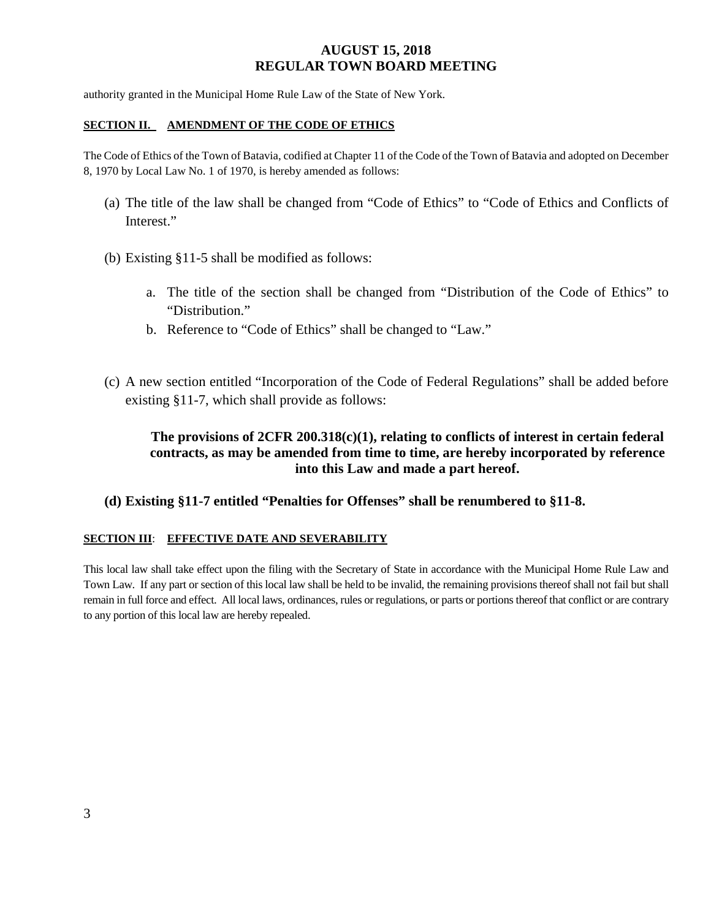authority granted in the Municipal Home Rule Law of the State of New York.

**SECTION II. AMENDMENT OF THE CODE OF ETHICS**

The Code of Ethics of the Town of Batavia, codified at Chapter 11 of the Code of the Town of Batavia and adopted on December 8, 1970 by Local Law No. 1 of 1970, is hereby amended as follows:

(a) The title of the law shall be changed from "Code of Ethics" to "Code of Ethics and Conflicts of Interest."

(b) Existing §11-5 shall be modified as follows:

   a. The title of the section shall be changed from "Distribution of the Code of Ethics" to "Distribution."
   b. Reference to "Code of Ethics" shall be changed to "Law."

(c) A new section entitled "Incorporation of the Code of Federal Regulations" shall be added before existing §11-7, which shall provide as follows:

> **The provisions of 2CFR 200.318(c)(1), relating to conflicts of interest in certain federal contracts, as may be amended from time to time, are hereby incorporated by reference into this Law and made a part hereof.**

**(d) Existing §11-7 entitled "Penalties for Offenses" shall be renumbered to §11-8.**

**SECTION III: EFFECTIVE DATE AND SEVERABILITY**

This local law shall take effect upon the filing with the Secretary of State in accordance with the Municipal Home Rule Law and Town Law. If any part or section of this local law shall be held to be invalid, the remaining provisions thereof shall not fail but shall remain in full force and effect. All local laws, ordinances, rules or regulations, or parts or portions thereof that conflict or are contrary to any portion of this local law are hereby repealed.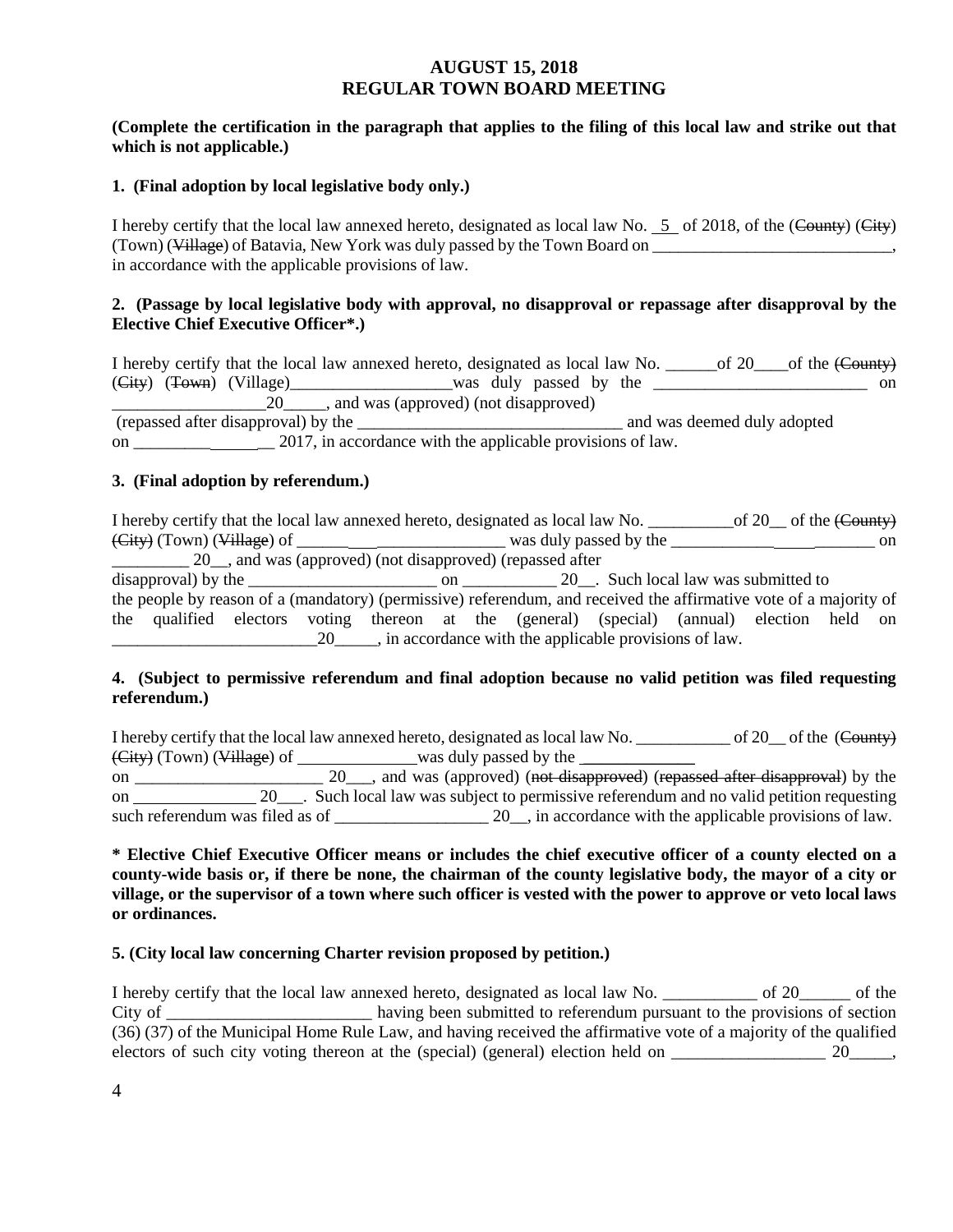**AUGUST 15, 2018**
**REGULAR TOWN BOARD MEETING**

**(Complete the certification in the paragraph that applies to the filing of this local law and strike out that which is not applicable.)**

**1. (Final adoption by local legislative body only.)**

I hereby certify that the local law annexed hereto, designated as local law No. 5 of 2018, of the (~~County~~) (~~City~~) (Town) (~~Village~~) of Batavia, New York was duly passed by the Town Board on ____________________________, in accordance with the applicable provisions of law.

**2. (Passage by local legislative body with approval, no disapproval or repassage after disapproval by the Elective Chief Executive Officer*.)**

I hereby certify that the local law annexed hereto, designated as local law No. ______of 20____of the (~~County~~) (~~City~~) (~~Town~~) (Village)___________________was duly passed by the _________________________ on __________________20_____, and was (approved) (not disapproved) (repassed after disapproval) by the _______________________________ and was deemed duly adopted on _______________ 2017, in accordance with the applicable provisions of law.

**3. (Final adoption by referendum.)**

I hereby certify that the local law annexed hereto, designated as local law No. __________of 20__ of the (~~County~~) (~~City~~) (Town) (~~Village~~) of ______________________ was duly passed by the ____________________ on _________ 20__, and was (approved) (not disapproved) (repassed after disapproval) by the ______________________ on ___________ 20__. Such local law was submitted to the people by reason of a (mandatory) (permissive) referendum, and received the affirmative vote of a majority of the qualified electors voting thereon at the (general) (special) (annual) election held on ________________________20_____, in accordance with the applicable provisions of law.

**4. (Subject to permissive referendum and final adoption because no valid petition was filed requesting referendum.)**

I hereby certify that the local law annexed hereto, designated as local law No. ___________ of 20__ of the (~~County~~) (~~City~~) (Town) (~~Village~~) of ______________was duly passed by the ______________ on ______________________ 20___, and was (approved) (~~not disapproved~~) (~~repassed after disapproval~~) by the on ______________ 20___. Such local law was subject to permissive referendum and no valid petition requesting such referendum was filed as of __________________ 20__, in accordance with the applicable provisions of law.

**\* Elective Chief Executive Officer means or includes the chief executive officer of a county elected on a county-wide basis or, if there be none, the chairman of the county legislative body, the mayor of a city or village, or the supervisor of a town where such officer is vested with the power to approve or veto local laws or ordinances.**

**5. (City local law concerning Charter revision proposed by petition.)**

I hereby certify that the local law annexed hereto, designated as local law No. ___________ of 20______ of the City of ________________________ having been submitted to referendum pursuant to the provisions of section (36) (37) of the Municipal Home Rule Law, and having received the affirmative vote of a majority of the qualified electors of such city voting thereon at the (special) (general) election held on __________________ 20_____,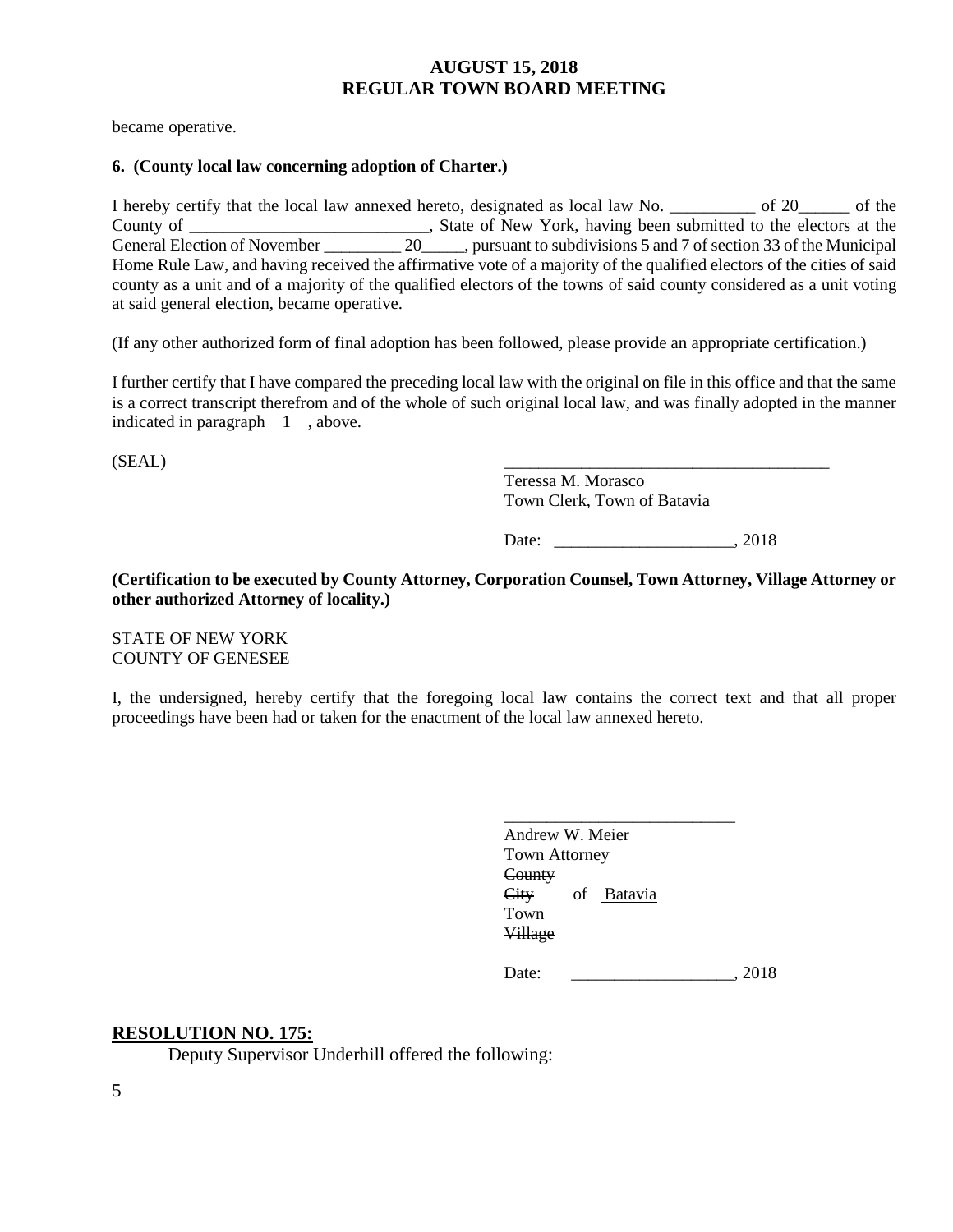became operative.

**6. (County local law concerning adoption of Charter.)**

I hereby certify that the local law annexed hereto, designated as local law No. __________ of 20______ of the County of ____________________________, State of New York, having been submitted to the electors at the General Election of November _________ 20_____, pursuant to subdivisions 5 and 7 of section 33 of the Municipal Home Rule Law, and having received the affirmative vote of a majority of the qualified electors of the cities of said county as a unit and of a majority of the qualified electors of the towns of said county considered as a unit voting at said general election, became operative.

(If any other authorized form of final adoption has been followed, please provide an appropriate certification.)

I further certify that I have compared the preceding local law with the original on file in this office and that the same is a correct transcript therefrom and of the whole of such original local law, and was finally adopted in the manner indicated in paragraph 1, above.

(SEAL)

_______________________________________
Teressa M. Morasco
Town Clerk, Town of Batavia

Date: _____________________, 2018

**(Certification to be executed by County Attorney, Corporation Counsel, Town Attorney, Village Attorney or other authorized Attorney of locality.)**

STATE OF NEW YORK
COUNTY OF GENESEE

I, the undersigned, hereby certify that the foregoing local law contains the correct text and that all proper proceedings have been had or taken for the enactment of the local law annexed hereto.

___________________________
Andrew W. Meier
Town Attorney
~~County~~
~~City~~ of Batavia
Town
~~Village~~

Date: ___________________, 2018

**RESOLUTION NO. 175:**

Deputy Supervisor Underhill offered the following: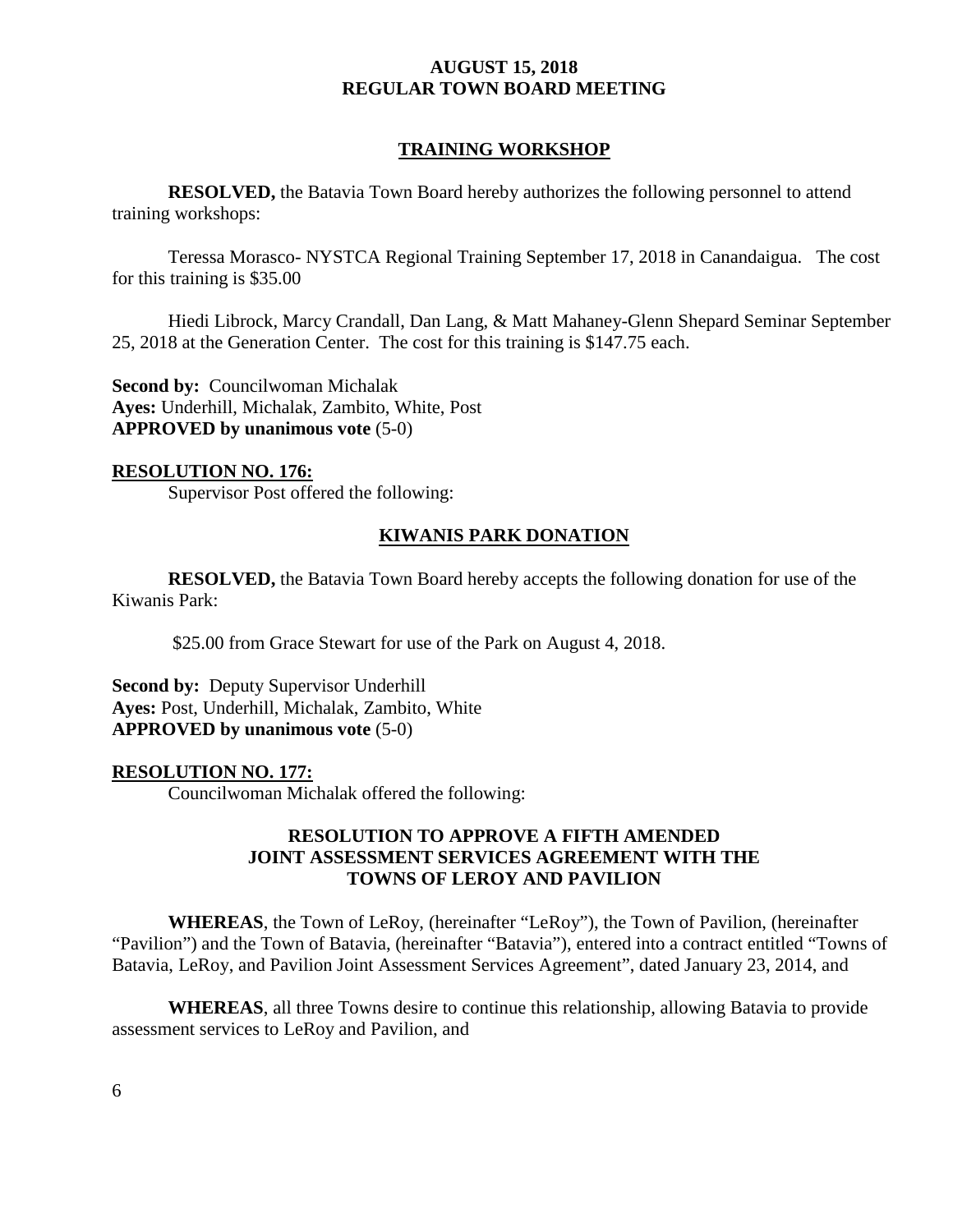## TRAINING WORKSHOP

**RESOLVED,** the Batavia Town Board hereby authorizes the following personnel to attend training workshops:

Teressa Morasco- NYSTCA Regional Training September 17, 2018 in Canandaigua. The cost for this training is $35.00

Hiedi Librock, Marcy Crandall, Dan Lang, & Matt Mahaney-Glenn Shepard Seminar September 25, 2018 at the Generation Center. The cost for this training is $147.75 each.

**Second by:** Councilwoman Michalak
**Ayes:** Underhill, Michalak, Zambito, White, Post
**APPROVED by unanimous vote** (5-0)

**RESOLUTION NO. 176:**

Supervisor Post offered the following:

## KIWANIS PARK DONATION

**RESOLVED,** the Batavia Town Board hereby accepts the following donation for use of the Kiwanis Park:

$25.00 from Grace Stewart for use of the Park on August 4, 2018.

**Second by:** Deputy Supervisor Underhill
**Ayes:** Post, Underhill, Michalak, Zambito, White
**APPROVED by unanimous vote** (5-0)

**RESOLUTION NO. 177:**

Councilwoman Michalak offered the following:

## RESOLUTION TO APPROVE A FIFTH AMENDED JOINT ASSESSMENT SERVICES AGREEMENT WITH THE TOWNS OF LEROY AND PAVILION

**WHEREAS**, the Town of LeRoy, (hereinafter "LeRoy"), the Town of Pavilion, (hereinafter "Pavilion") and the Town of Batavia, (hereinafter "Batavia"), entered into a contract entitled "Towns of Batavia, LeRoy, and Pavilion Joint Assessment Services Agreement", dated January 23, 2014, and

**WHEREAS**, all three Towns desire to continue this relationship, allowing Batavia to provide assessment services to LeRoy and Pavilion, and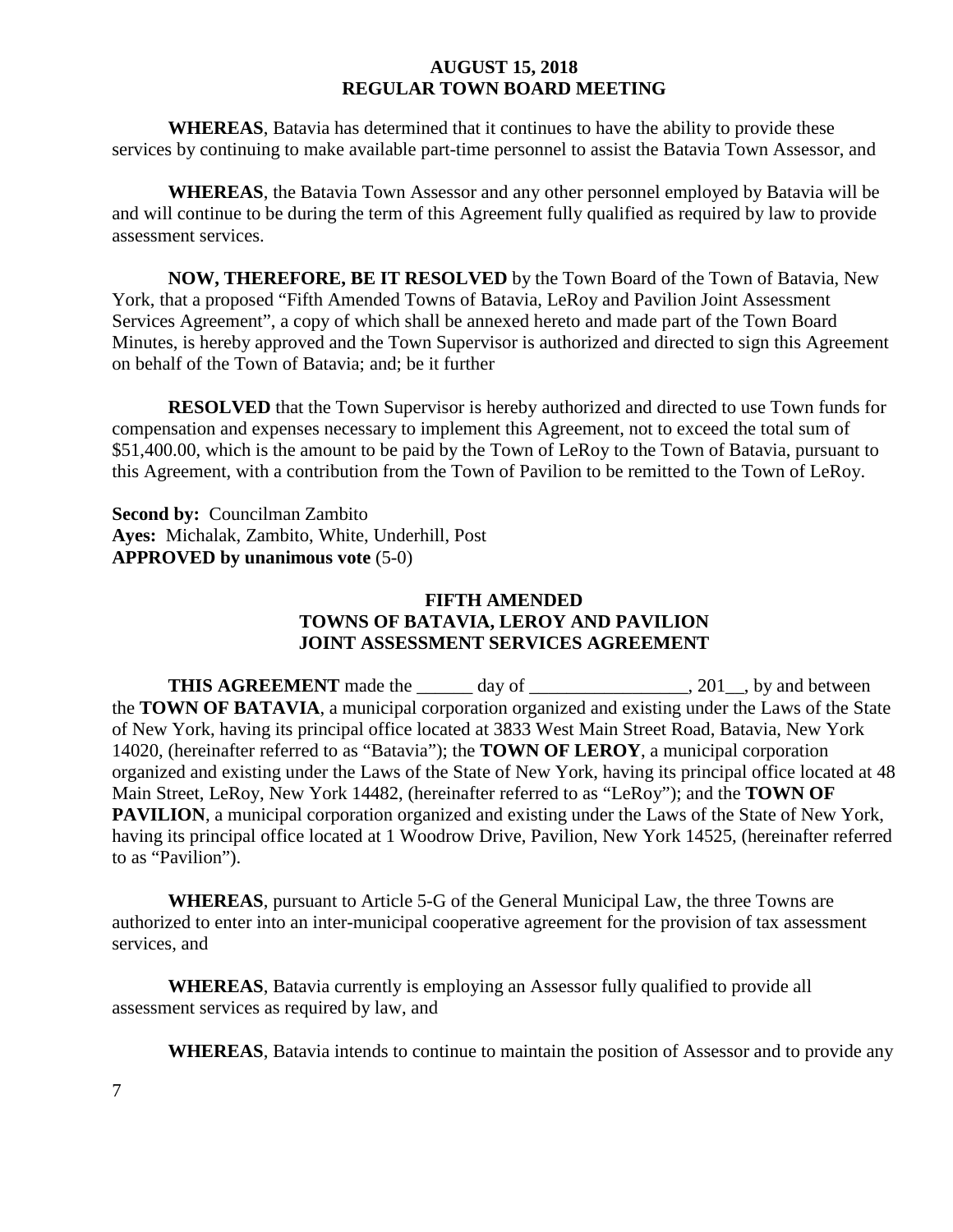**WHEREAS**, Batavia has determined that it continues to have the ability to provide these services by continuing to make available part-time personnel to assist the Batavia Town Assessor, and

**WHEREAS**, the Batavia Town Assessor and any other personnel employed by Batavia will be and will continue to be during the term of this Agreement fully qualified as required by law to provide assessment services.

**NOW, THEREFORE, BE IT RESOLVED** by the Town Board of the Town of Batavia, New York, that a proposed "Fifth Amended Towns of Batavia, LeRoy and Pavilion Joint Assessment Services Agreement", a copy of which shall be annexed hereto and made part of the Town Board Minutes, is hereby approved and the Town Supervisor is authorized and directed to sign this Agreement on behalf of the Town of Batavia; and; be it further

**RESOLVED** that the Town Supervisor is hereby authorized and directed to use Town funds for compensation and expenses necessary to implement this Agreement, not to exceed the total sum of $51,400.00, which is the amount to be paid by the Town of LeRoy to the Town of Batavia, pursuant to this Agreement, with a contribution from the Town of Pavilion to be remitted to the Town of LeRoy.

**Second by:** Councilman Zambito
**Ayes:** Michalak, Zambito, White, Underhill, Post
**APPROVED by unanimous vote** (5-0)

## FIFTH AMENDED
## TOWNS OF BATAVIA, LEROY AND PAVILION
## JOINT ASSESSMENT SERVICES AGREEMENT

**THIS AGREEMENT** made the ______ day of _________________, 201__, by and between the **TOWN OF BATAVIA**, a municipal corporation organized and existing under the Laws of the State of New York, having its principal office located at 3833 West Main Street Road, Batavia, New York 14020, (hereinafter referred to as "Batavia"); the **TOWN OF LEROY**, a municipal corporation organized and existing under the Laws of the State of New York, having its principal office located at 48 Main Street, LeRoy, New York 14482, (hereinafter referred to as "LeRoy"); and the **TOWN OF PAVILION**, a municipal corporation organized and existing under the Laws of the State of New York, having its principal office located at 1 Woodrow Drive, Pavilion, New York 14525, (hereinafter referred to as "Pavilion").

**WHEREAS**, pursuant to Article 5-G of the General Municipal Law, the three Towns are authorized to enter into an inter-municipal cooperative agreement for the provision of tax assessment services, and

**WHEREAS**, Batavia currently is employing an Assessor fully qualified to provide all assessment services as required by law, and

**WHEREAS**, Batavia intends to continue to maintain the position of Assessor and to provide any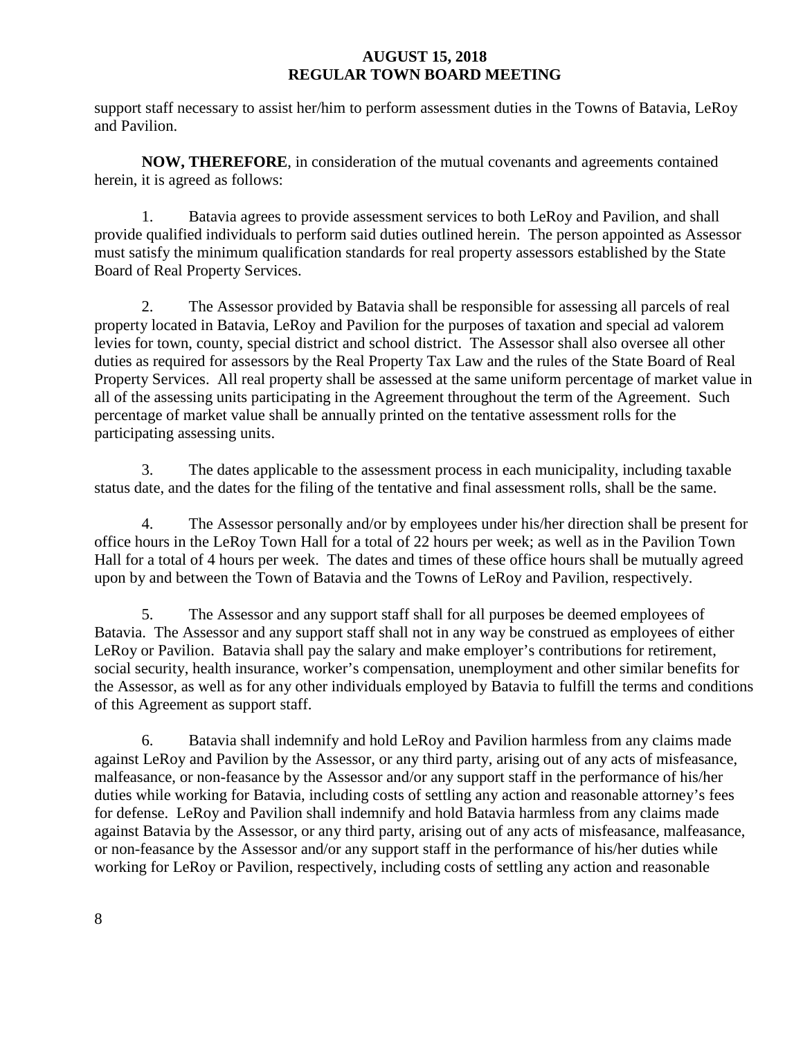support staff necessary to assist her/him to perform assessment duties in the Towns of Batavia, LeRoy and Pavilion.

**NOW, THEREFORE**, in consideration of the mutual covenants and agreements contained herein, it is agreed as follows:

1. Batavia agrees to provide assessment services to both LeRoy and Pavilion, and shall provide qualified individuals to perform said duties outlined herein. The person appointed as Assessor must satisfy the minimum qualification standards for real property assessors established by the State Board of Real Property Services.

2. The Assessor provided by Batavia shall be responsible for assessing all parcels of real property located in Batavia, LeRoy and Pavilion for the purposes of taxation and special ad valorem levies for town, county, special district and school district. The Assessor shall also oversee all other duties as required for assessors by the Real Property Tax Law and the rules of the State Board of Real Property Services. All real property shall be assessed at the same uniform percentage of market value in all of the assessing units participating in the Agreement throughout the term of the Agreement. Such percentage of market value shall be annually printed on the tentative assessment rolls for the participating assessing units.

3. The dates applicable to the assessment process in each municipality, including taxable status date, and the dates for the filing of the tentative and final assessment rolls, shall be the same.

4. The Assessor personally and/or by employees under his/her direction shall be present for office hours in the LeRoy Town Hall for a total of 22 hours per week; as well as in the Pavilion Town Hall for a total of 4 hours per week. The dates and times of these office hours shall be mutually agreed upon by and between the Town of Batavia and the Towns of LeRoy and Pavilion, respectively.

5. The Assessor and any support staff shall for all purposes be deemed employees of Batavia. The Assessor and any support staff shall not in any way be construed as employees of either LeRoy or Pavilion. Batavia shall pay the salary and make employer's contributions for retirement, social security, health insurance, worker's compensation, unemployment and other similar benefits for the Assessor, as well as for any other individuals employed by Batavia to fulfill the terms and conditions of this Agreement as support staff.

6. Batavia shall indemnify and hold LeRoy and Pavilion harmless from any claims made against LeRoy and Pavilion by the Assessor, or any third party, arising out of any acts of misfeasance, malfeasance, or non-feasance by the Assessor and/or any support staff in the performance of his/her duties while working for Batavia, including costs of settling any action and reasonable attorney's fees for defense. LeRoy and Pavilion shall indemnify and hold Batavia harmless from any claims made against Batavia by the Assessor, or any third party, arising out of any acts of misfeasance, malfeasance, or non-feasance by the Assessor and/or any support staff in the performance of his/her duties while working for LeRoy or Pavilion, respectively, including costs of settling any action and reasonable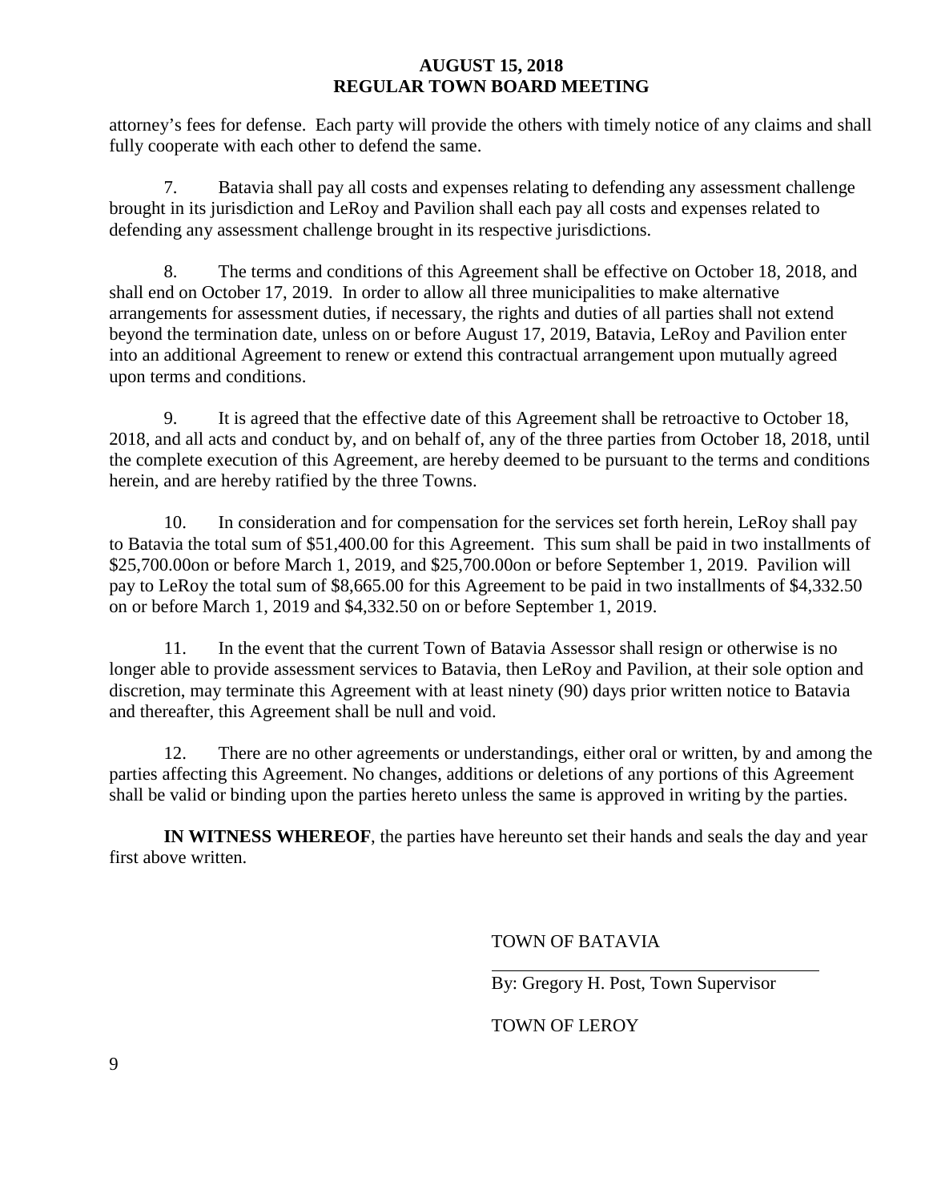attorney's fees for defense. Each party will provide the others with timely notice of any claims and shall fully cooperate with each other to defend the same.

7. Batavia shall pay all costs and expenses relating to defending any assessment challenge brought in its jurisdiction and LeRoy and Pavilion shall each pay all costs and expenses related to defending any assessment challenge brought in its respective jurisdictions.

8. The terms and conditions of this Agreement shall be effective on October 18, 2018, and shall end on October 17, 2019. In order to allow all three municipalities to make alternative arrangements for assessment duties, if necessary, the rights and duties of all parties shall not extend beyond the termination date, unless on or before August 17, 2019, Batavia, LeRoy and Pavilion enter into an additional Agreement to renew or extend this contractual arrangement upon mutually agreed upon terms and conditions.

9. It is agreed that the effective date of this Agreement shall be retroactive to October 18, 2018, and all acts and conduct by, and on behalf of, any of the three parties from October 18, 2018, until the complete execution of this Agreement, are hereby deemed to be pursuant to the terms and conditions herein, and are hereby ratified by the three Towns.

10. In consideration and for compensation for the services set forth herein, LeRoy shall pay to Batavia the total sum of $51,400.00 for this Agreement. This sum shall be paid in two installments of $25,700.00on or before March 1, 2019, and $25,700.00on or before September 1, 2019. Pavilion will pay to LeRoy the total sum of $8,665.00 for this Agreement to be paid in two installments of $4,332.50 on or before March 1, 2019 and $4,332.50 on or before September 1, 2019.

11. In the event that the current Town of Batavia Assessor shall resign or otherwise is no longer able to provide assessment services to Batavia, then LeRoy and Pavilion, at their sole option and discretion, may terminate this Agreement with at least ninety (90) days prior written notice to Batavia and thereafter, this Agreement shall be null and void.

12. There are no other agreements or understandings, either oral or written, by and among the parties affecting this Agreement. No changes, additions or deletions of any portions of this Agreement shall be valid or binding upon the parties hereto unless the same is approved in writing by the parties.

**IN WITNESS WHEREOF**, the parties have hereunto set their hands and seals the day and year first above written.

TOWN OF BATAVIA

\_\_\_\_\_\_\_\_\_\_\_\_\_\_\_\_\_\_\_\_\_\_\_\_\_\_\_\_\_\_\_\_\_\_\_\_

By: Gregory H. Post, Town Supervisor

TOWN OF LEROY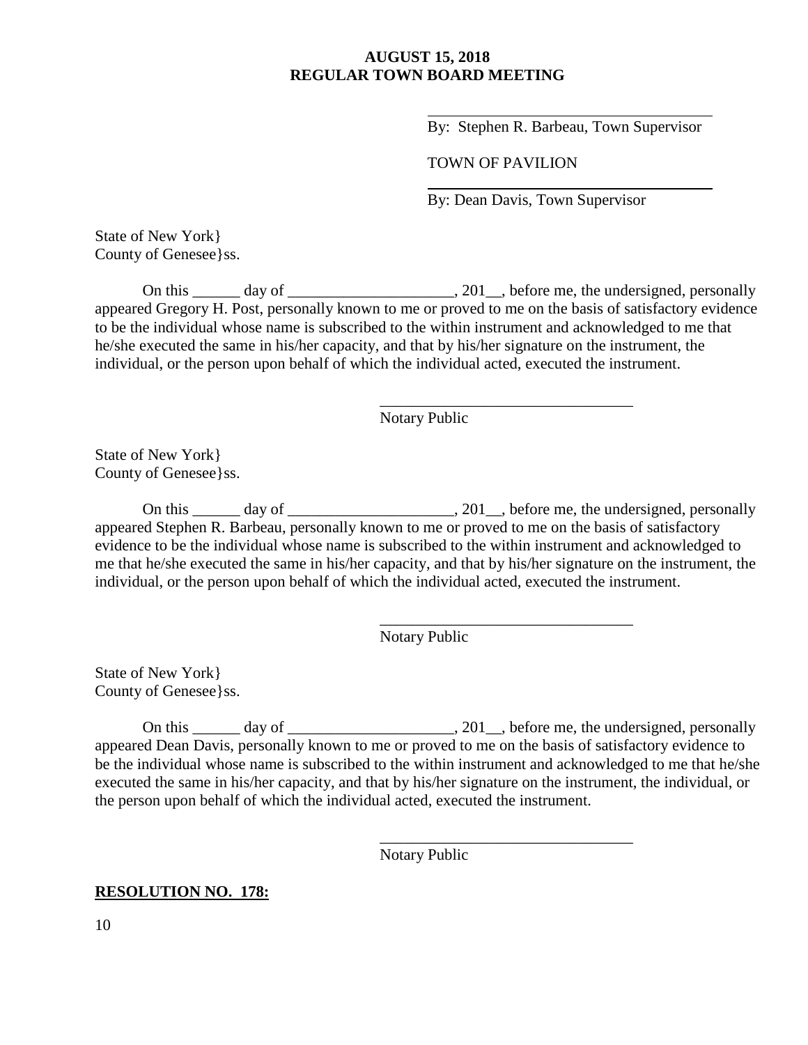______________________________
By: Stephen R. Barbeau, Town Supervisor

TOWN OF PAVILION

______________________________
By: Dean Davis, Town Supervisor

State of New York}
County of Genesee}ss.

On this ______ day of _____________________, 201__, before me, the undersigned, personally appeared Gregory H. Post, personally known to me or proved to me on the basis of satisfactory evidence to be the individual whose name is subscribed to the within instrument and acknowledged to me that he/she executed the same in his/her capacity, and that by his/her signature on the instrument, the individual, or the person upon behalf of which the individual acted, executed the instrument.

________________________________
Notary Public

State of New York}
County of Genesee}ss.

On this ______ day of _____________________, 201__, before me, the undersigned, personally appeared Stephen R. Barbeau, personally known to me or proved to me on the basis of satisfactory evidence to be the individual whose name is subscribed to the within instrument and acknowledged to me that he/she executed the same in his/her capacity, and that by his/her signature on the instrument, the individual, or the person upon behalf of which the individual acted, executed the instrument.

________________________________
Notary Public

State of New York}
County of Genesee}ss.

On this ______ day of _____________________, 201__, before me, the undersigned, personally appeared Dean Davis, personally known to me or proved to me on the basis of satisfactory evidence to be the individual whose name is subscribed to the within instrument and acknowledged to me that he/she executed the same in his/her capacity, and that by his/her signature on the instrument, the individual, or the person upon behalf of which the individual acted, executed the instrument.

________________________________
Notary Public

**RESOLUTION NO. 178:**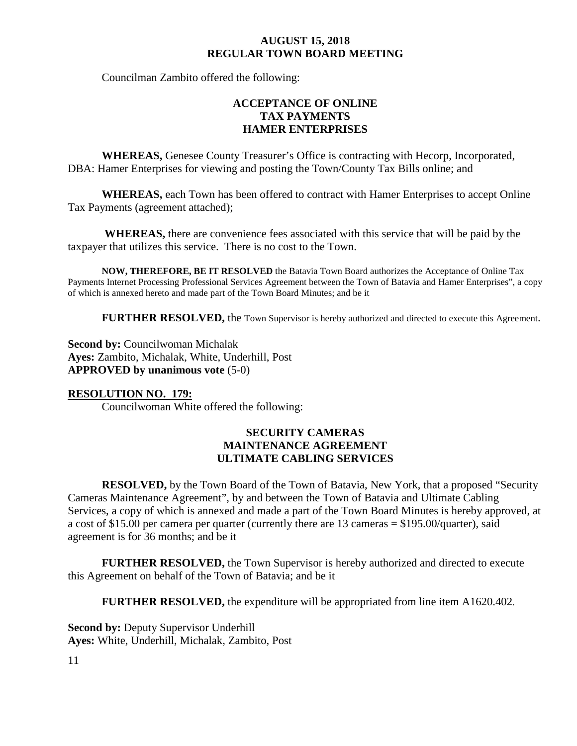Councilman Zambito offered the following:

**ACCEPTANCE OF ONLINE TAX PAYMENTS HAMER ENTERPRISES**

**WHEREAS,** Genesee County Treasurer's Office is contracting with Hecorp, Incorporated, DBA: Hamer Enterprises for viewing and posting the Town/County Tax Bills online; and

**WHEREAS,** each Town has been offered to contract with Hamer Enterprises to accept Online Tax Payments (agreement attached);

**WHEREAS,** there are convenience fees associated with this service that will be paid by the taxpayer that utilizes this service. There is no cost to the Town.

**NOW, THEREFORE, BE IT RESOLVED** the Batavia Town Board authorizes the Acceptance of Online Tax Payments Internet Processing Professional Services Agreement between the Town of Batavia and Hamer Enterprises", a copy of which is annexed hereto and made part of the Town Board Minutes; and be it

**FURTHER RESOLVED,** the Town Supervisor is hereby authorized and directed to execute this Agreement.

**Second by:** Councilwoman Michalak
**Ayes:** Zambito, Michalak, White, Underhill, Post
**APPROVED by unanimous vote** (5-0)

**RESOLUTION NO. 179:**

Councilwoman White offered the following:

**SECURITY CAMERAS MAINTENANCE AGREEMENT ULTIMATE CABLING SERVICES**

**RESOLVED,** by the Town Board of the Town of Batavia, New York, that a proposed "Security Cameras Maintenance Agreement", by and between the Town of Batavia and Ultimate Cabling Services, a copy of which is annexed and made a part of the Town Board Minutes is hereby approved, at a cost of $15.00 per camera per quarter (currently there are 13 cameras = $195.00/quarter), said agreement is for 36 months; and be it

**FURTHER RESOLVED,** the Town Supervisor is hereby authorized and directed to execute this Agreement on behalf of the Town of Batavia; and be it

**FURTHER RESOLVED,** the expenditure will be appropriated from line item A1620.402.

**Second by:** Deputy Supervisor Underhill
**Ayes:** White, Underhill, Michalak, Zambito, Post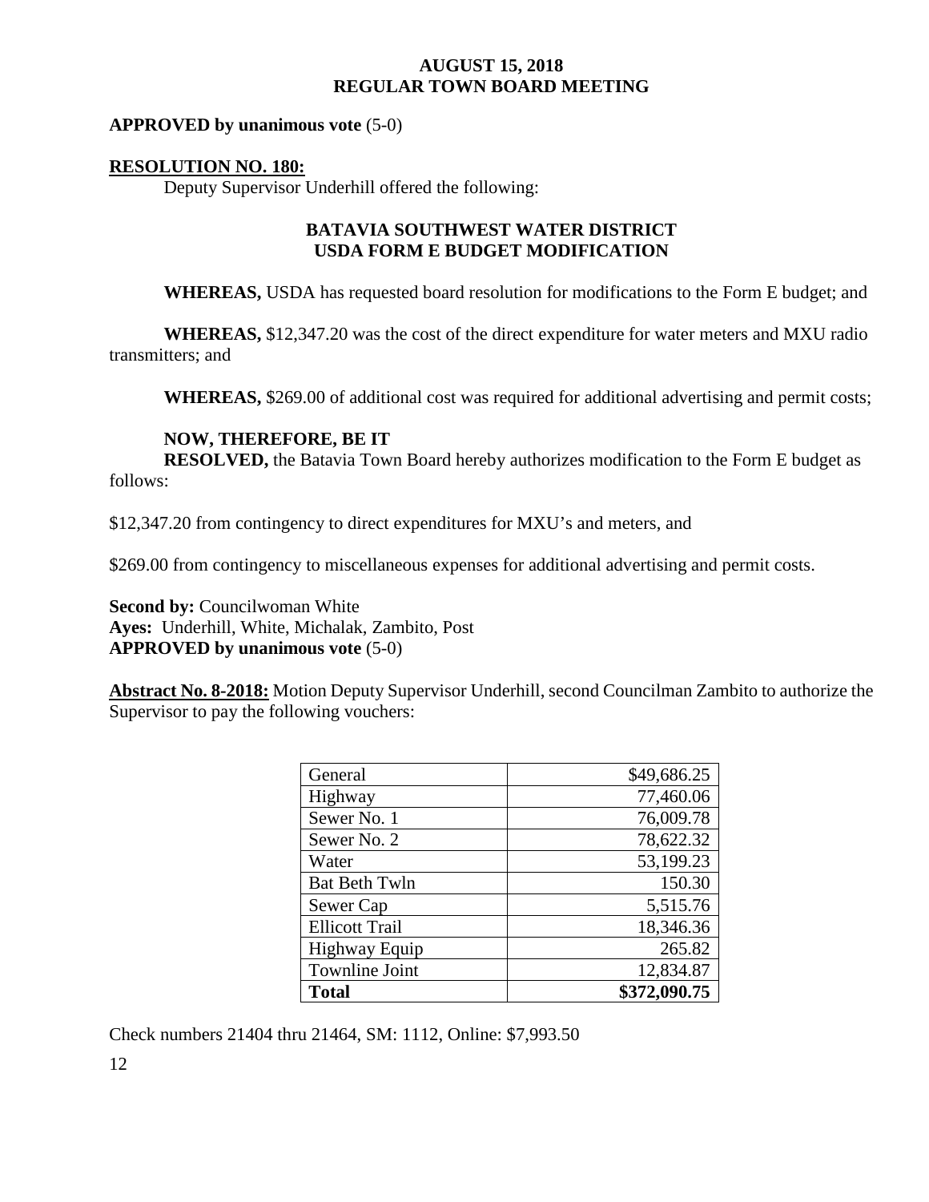**APPROVED by unanimous vote** (5-0)

**RESOLUTION NO. 180:**

Deputy Supervisor Underhill offered the following:

**BATAVIA SOUTHWEST WATER DISTRICT**
**USDA FORM E BUDGET MODIFICATION**

**WHEREAS,** USDA has requested board resolution for modifications to the Form E budget; and

**WHEREAS,** $12,347.20 was the cost of the direct expenditure for water meters and MXU radio transmitters; and

**WHEREAS,** $269.00 of additional cost was required for additional advertising and permit costs;

**NOW, THEREFORE, BE IT**
**RESOLVED,** the Batavia Town Board hereby authorizes modification to the Form E budget as follows:

$12,347.20 from contingency to direct expenditures for MXU's and meters, and

$269.00 from contingency to miscellaneous expenses for additional advertising and permit costs.

**Second by:** Councilwoman White
**Ayes:** Underhill, White, Michalak, Zambito, Post
**APPROVED by unanimous vote** (5-0)

**Abstract No. 8-2018:** Motion Deputy Supervisor Underhill, second Councilman Zambito to authorize the Supervisor to pay the following vouchers:

| General | $49,686.25 |
|---|---:|
| Highway | 77,460.06 |
| Sewer No. 1 | 76,009.78 |
| Sewer No. 2 | 78,622.32 |
| Water | 53,199.23 |
| Bat Beth Twln | 150.30 |
| Sewer Cap | 5,515.76 |
| Ellicott Trail | 18,346.36 |
| Highway Equip | 265.82 |
| Townline Joint | 12,834.87 |
| **Total** | **$372,090.75** |

Check numbers 21404 thru 21464, SM: 1112, Online: $7,993.50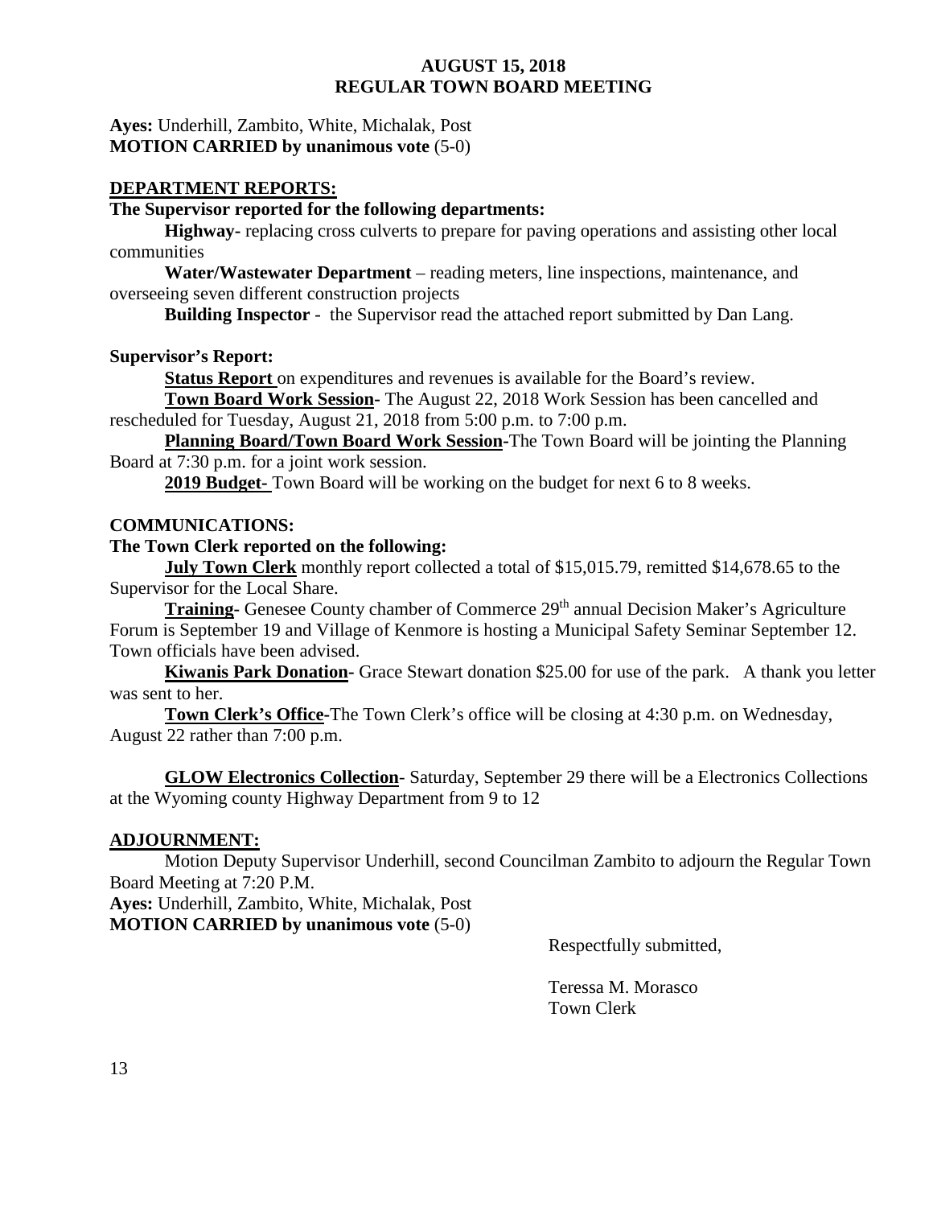**Ayes:** Underhill, Zambito, White, Michalak, Post
**MOTION CARRIED by unanimous vote** (5-0)

## DEPARTMENT REPORTS:

**The Supervisor reported for the following departments:**

**Highway-** replacing cross culverts to prepare for paving operations and assisting other local communities

**Water/Wastewater Department** – reading meters, line inspections, maintenance, and overseeing seven different construction projects

**Building Inspector** - the Supervisor read the attached report submitted by Dan Lang.

**Supervisor's Report:**

**Status Report** on expenditures and revenues is available for the Board's review.

**Town Board Work Session-** The August 22, 2018 Work Session has been cancelled and rescheduled for Tuesday, August 21, 2018 from 5:00 p.m. to 7:00 p.m.

**Planning Board/Town Board Work Session-**The Town Board will be jointing the Planning Board at 7:30 p.m. for a joint work session.

**2019 Budget-** Town Board will be working on the budget for next 6 to 8 weeks.

## COMMUNICATIONS:

**The Town Clerk reported on the following:**

**July Town Clerk** monthly report collected a total of $15,015.79, remitted $14,678.65 to the Supervisor for the Local Share.

**Training-** Genesee County chamber of Commerce 29th annual Decision Maker's Agriculture Forum is September 19 and Village of Kenmore is hosting a Municipal Safety Seminar September 12. Town officials have been advised.

**Kiwanis Park Donation-** Grace Stewart donation $25.00 for use of the park. A thank you letter was sent to her.

**Town Clerk's Office-**The Town Clerk's office will be closing at 4:30 p.m. on Wednesday, August 22 rather than 7:00 p.m.

**GLOW Electronics Collection**- Saturday, September 29 there will be a Electronics Collections at the Wyoming county Highway Department from 9 to 12

## ADJOURNMENT:

Motion Deputy Supervisor Underhill, second Councilman Zambito to adjourn the Regular Town Board Meeting at 7:20 P.M.

**Ayes:** Underhill, Zambito, White, Michalak, Post
**MOTION CARRIED by unanimous vote** (5-0)

Respectfully submitted,

Teressa M. Morasco
Town Clerk